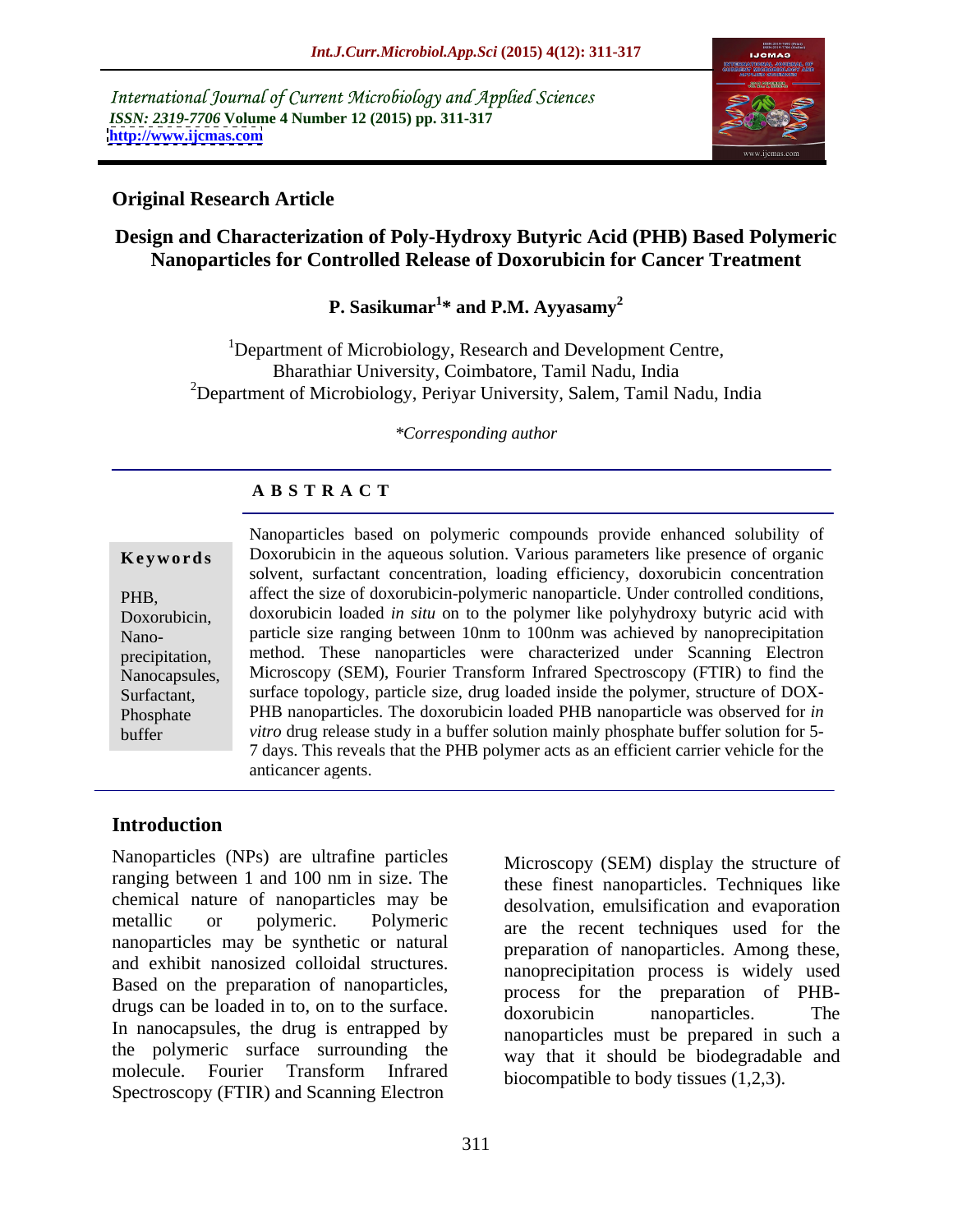International Journal of Current Microbiology and Applied Sciences
*ISSN: 2319-7706* **Volume 4 Number 12 (2015) pp. 311-317**
**http://www.ijcmas.com**

**Original Research Article**

# Design and Characterization of Poly-Hydroxy Butyric Acid (PHB) Based Polymeric Nanoparticles for Controlled Release of Doxorubicin for Cancer Treatment

**P. Sasikumar[1]* and P.M. Ayyasamy[2]**

[1]Department of Microbiology, Research and Development Centre, Bharathiar University, Coimbatore, Tamil Nadu, India
[2]Department of Microbiology, Periyar University, Salem, Tamil Nadu, India

*\*Corresponding author*

## A B S T R A C T

**Keywords**

PHB, Doxorubicin, Nano-precipitation, Nanocapsules, Surfactant, Phosphate buffer

Nanoparticles based on polymeric compounds provide enhanced solubility of Doxorubicin in the aqueous solution. Various parameters like presence of organic solvent, surfactant concentration, loading efficiency, doxorubicin concentration affect the size of doxorubicin-polymeric nanoparticle. Under controlled conditions, doxorubicin loaded *in situ* on to the polymer like polyhydroxy butyric acid with particle size ranging between 10nm to 100nm was achieved by nanoprecipitation method. These nanoparticles were characterized under Scanning Electron Microscopy (SEM), Fourier Transform Infrared Spectroscopy (FTIR) to find the surface topology, particle size, drug loaded inside the polymer, structure of DOX-PHB nanoparticles. The doxorubicin loaded PHB nanoparticle was observed for *in vitro* drug release study in a buffer solution mainly phosphate buffer solution for 5-7 days. This reveals that the PHB polymer acts as an efficient carrier vehicle for the anticancer agents.

## Introduction

Nanoparticles (NPs) are ultrafine particles ranging between 1 and 100 nm in size. The chemical nature of nanoparticles may be metallic or polymeric. Polymeric nanoparticles may be synthetic or natural and exhibit nanosized colloidal structures. Based on the preparation of nanoparticles, drugs can be loaded in to, on to the surface. In nanocapsules, the drug is entrapped by the polymeric surface surrounding the molecule. Fourier Transform Infrared Spectroscopy (FTIR) and Scanning Electron Microscopy (SEM) display the structure of these finest nanoparticles. Techniques like desolvation, emulsification and evaporation are the recent techniques used for the preparation of nanoparticles. Among these, nanoprecipitation process is widely used process for the preparation of PHB-doxorubicin nanoparticles. The nanoparticles must be prepared in such a way that it should be biodegradable and biocompatible to body tissues (1,2,3).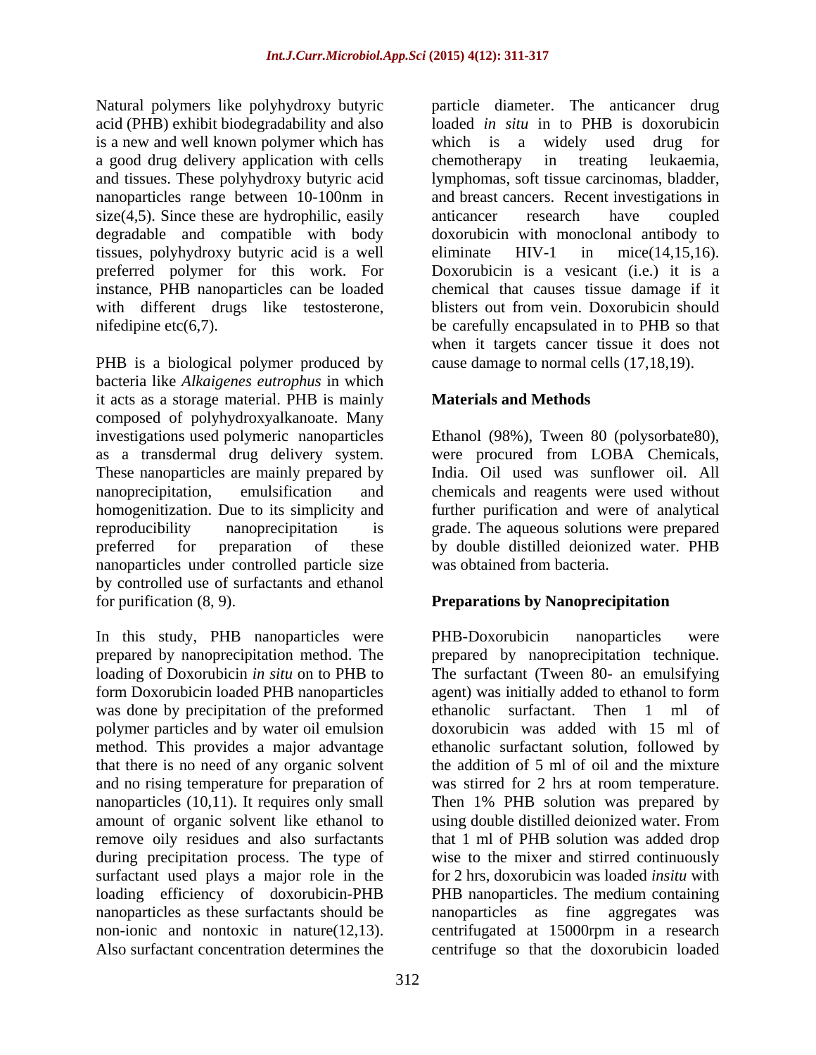Natural polymers like polyhydroxy butyric acid (PHB) exhibit biodegradability and also is a new and well known polymer which has a good drug delivery application with cells and tissues. These polyhydroxy butyric acid nanoparticles range between 10-100nm in size(4,5). Since these are hydrophilic, easily degradable and compatible with body tissues, polyhydroxy butyric acid is a well preferred polymer for this work. For instance, PHB nanoparticles can be loaded with different drugs like testosterone, nifedipine etc(6,7).

PHB is a biological polymer produced by bacteria like *Alkaigenes eutrophus* in which it acts as a storage material. PHB is mainly composed of polyhydroxyalkanoate. Many investigations used polymeric nanoparticles as a transdermal drug delivery system. These nanoparticles are mainly prepared by nanoprecipitation, emulsification and homogenitization. Due to its simplicity and reproducibility nanoprecipitation is preferred for preparation of these nanoparticles under controlled particle size by controlled use of surfactants and ethanol for purification (8, 9).

In this study, PHB nanoparticles were prepared by nanoprecipitation method. The loading of Doxorubicin *in situ* on to PHB to form Doxorubicin loaded PHB nanoparticles was done by precipitation of the preformed polymer particles and by water oil emulsion method. This provides a major advantage that there is no need of any organic solvent and no rising temperature for preparation of nanoparticles (10,11). It requires only small amount of organic solvent like ethanol to remove oily residues and also surfactants during precipitation process. The type of surfactant used plays a major role in the loading efficiency of doxorubicin-PHB nanoparticles as these surfactants should be non-ionic and nontoxic in nature(12,13). Also surfactant concentration determines the particle diameter. The anticancer drug loaded *in situ* in to PHB is doxorubicin which is a widely used drug for chemotherapy in treating leukaemia, lymphomas, soft tissue carcinomas, bladder, and breast cancers. Recent investigations in anticancer research have coupled doxorubicin with monoclonal antibody to eliminate HIV-1 in mice(14,15,16). Doxorubicin is a vesicant (i.e.) it is a chemical that causes tissue damage if it blisters out from vein. Doxorubicin should be carefully encapsulated in to PHB so that when it targets cancer tissue it does not cause damage to normal cells (17,18,19).

## Materials and Methods

Ethanol (98%), Tween 80 (polysorbate80), were procured from LOBA Chemicals, India. Oil used was sunflower oil. All chemicals and reagents were used without further purification and were of analytical grade. The aqueous solutions were prepared by double distilled deionized water. PHB was obtained from bacteria.

## Preparations by Nanoprecipitation

PHB-Doxorubicin nanoparticles were prepared by nanoprecipitation technique. The surfactant (Tween 80- an emulsifying agent) was initially added to ethanol to form ethanolic surfactant. Then 1 ml of doxorubicin was added with 15 ml of ethanolic surfactant solution, followed by the addition of 5 ml of oil and the mixture was stirred for 2 hrs at room temperature. Then 1% PHB solution was prepared by using double distilled deionized water. From that 1 ml of PHB solution was added drop wise to the mixer and stirred continuously for 2 hrs, doxorubicin was loaded *insitu* with PHB nanoparticles. The medium containing nanoparticles as fine aggregates was centrifugated at 15000rpm in a research centrifuge so that the doxorubicin loaded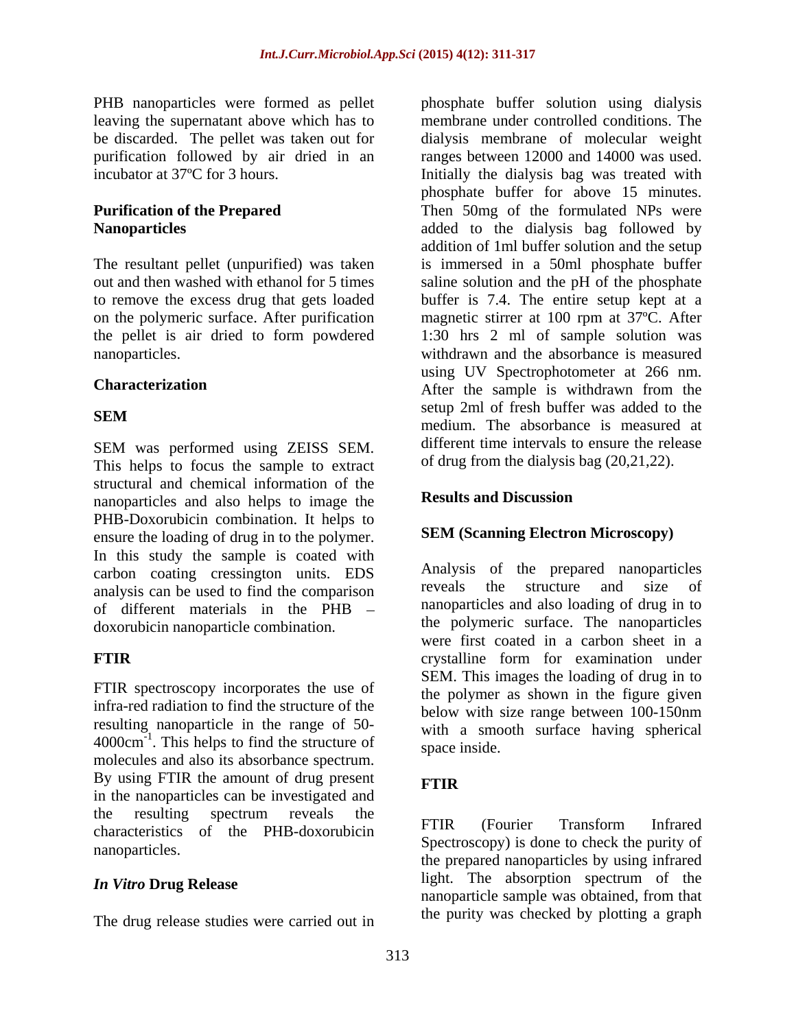PHB nanoparticles were formed as pellet leaving the supernatant above which has to be discarded. The pellet was taken out for purification followed by air dried in an incubator at 37ºC for 3 hours.

## Purification of the Prepared Nanoparticles

The resultant pellet (unpurified) was taken out and then washed with ethanol for 5 times to remove the excess drug that gets loaded on the polymeric surface. After purification the pellet is air dried to form powdered nanoparticles.

## Characterization

### SEM

SEM was performed using ZEISS SEM. This helps to focus the sample to extract structural and chemical information of the nanoparticles and also helps to image the PHB-Doxorubicin combination. It helps to ensure the loading of drug in to the polymer. In this study the sample is coated with carbon coating cressington units. EDS analysis can be used to find the comparison of different materials in the PHB – doxorubicin nanoparticle combination.

### FTIR

FTIR spectroscopy incorporates the use of infra-red radiation to find the structure of the resulting nanoparticle in the range of 50-4000cm$^{-1}$. This helps to find the structure of molecules and also its absorbance spectrum. By using FTIR the amount of drug present in the nanoparticles can be investigated and the resulting spectrum reveals the characteristics of the PHB-doxorubicin nanoparticles.

### *In Vitro* Drug Release

The drug release studies were carried out in phosphate buffer solution using dialysis membrane under controlled conditions. The dialysis membrane of molecular weight ranges between 12000 and 14000 was used. Initially the dialysis bag was treated with phosphate buffer for above 15 minutes. Then 50mg of the formulated NPs were added to the dialysis bag followed by addition of 1ml buffer solution and the setup is immersed in a 50ml phosphate buffer saline solution and the pH of the phosphate buffer is 7.4. The entire setup kept at a magnetic stirrer at 100 rpm at 37ºC. After 1:30 hrs 2 ml of sample solution was withdrawn and the absorbance is measured using UV Spectrophotometer at 266 nm. After the sample is withdrawn from the setup 2ml of fresh buffer was added to the medium. The absorbance is measured at different time intervals to ensure the release of drug from the dialysis bag (20,21,22).

## Results and Discussion

### SEM (Scanning Electron Microscopy)

Analysis of the prepared nanoparticles reveals the structure and size of nanoparticles and also loading of drug in to the polymeric surface. The nanoparticles were first coated in a carbon sheet in a crystalline form for examination under SEM. This images the loading of drug in to the polymer as shown in the figure given below with size range between 100-150nm with a smooth surface having spherical space inside.

### FTIR

FTIR (Fourier Transform Infrared Spectroscopy) is done to check the purity of the prepared nanoparticles by using infrared light. The absorption spectrum of the nanoparticle sample was obtained, from that the purity was checked by plotting a graph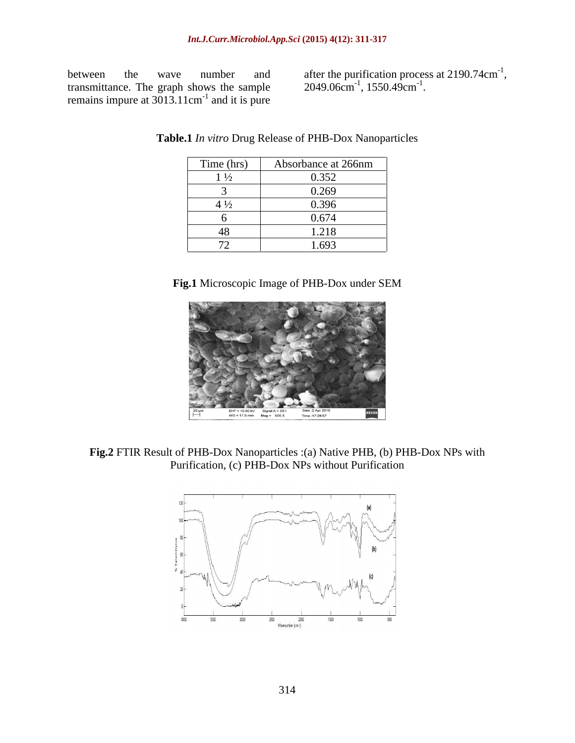between the wave number and transmittance. The graph shows the sample remains impure at 3013.11cm$^{-1}$ and it is pure after the purification process at 2190.74cm$^{-1}$, 2049.06cm$^{-1}$, 1550.49cm$^{-1}$.

**Table.1** *In vitro* Drug Release of PHB-Dox Nanoparticles

| Time (hrs) | Absorbance at 266nm |
|---|---|
| 1 ½ | 0.352 |
| 3 | 0.269 |
| 4 ½ | 0.396 |
| 6 | 0.674 |
| 48 | 1.218 |
| 72 | 1.693 |

**Fig.1** Microscopic Image of PHB-Dox under SEM

**Fig.2** FTIR Result of PHB-Dox Nanoparticles :(a) Native PHB, (b) PHB-Dox NPs with Purification, (c) PHB-Dox NPs without Purification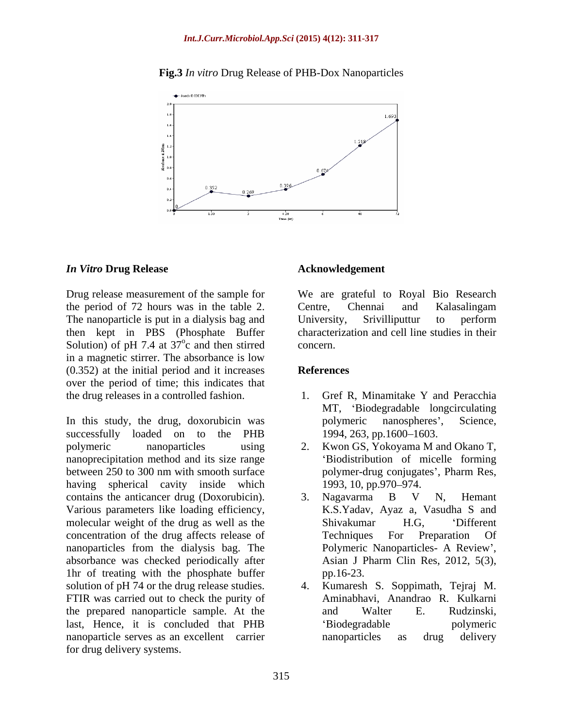**Fig.3** *In vitro* Drug Release of PHB-Dox Nanoparticles

## *In Vitro* Drug Release

Drug release measurement of the sample for the period of 72 hours was in the table 2. The nanoparticle is put in a dialysis bag and then kept in PBS (Phosphate Buffer Solution) of pH 7.4 at 37$^o$c and then stirred in a magnetic stirrer. The absorbance is low (0.352) at the initial period and it increases over the period of time; this indicates that the drug releases in a controlled fashion.

In this study, the drug, doxorubicin was successfully loaded on to the PHB polymeric nanoparticles using nanoprecipitation method and its size range between 250 to 300 nm with smooth surface having spherical cavity inside which contains the anticancer drug (Doxorubicin). Various parameters like loading efficiency, molecular weight of the drug as well as the concentration of the drug affects release of nanoparticles from the dialysis bag. The absorbance was checked periodically after 1hr of treating with the phosphate buffer solution of pH 74 or the drug release studies. FTIR was carried out to check the purity of the prepared nanoparticle sample. At the last, Hence, it is concluded that PHB nanoparticle serves as an excellent carrier for drug delivery systems.

## Acknowledgement

We are grateful to Royal Bio Research Centre, Chennai and Kalasalingam University, Srivilliputtur to perform characterization and cell line studies in their concern.

## References

1. Gref R, Minamitake Y and Peracchia MT, 'Biodegradable longcirculating polymeric nanospheres', Science, 1994, 263, pp.1600–1603.
2. Kwon GS, Yokoyama M and Okano T, 'Biodistribution of micelle forming polymer-drug conjugates', Pharm Res, 1993, 10, pp.970–974.
3. Nagavarma B V N, Hemant K.S.Yadav, Ayaz a, Vasudha S and Shivakumar H.G, 'Different Techniques For Preparation Of Polymeric Nanoparticles- A Review', Asian J Pharm Clin Res, 2012, 5(3), pp.16-23.
4. Kumaresh S. Soppimath, Tejraj M. Aminabhavi, Anandrao R. Kulkarni and Walter E. Rudzinski, 'Biodegradable polymeric nanoparticles as drug delivery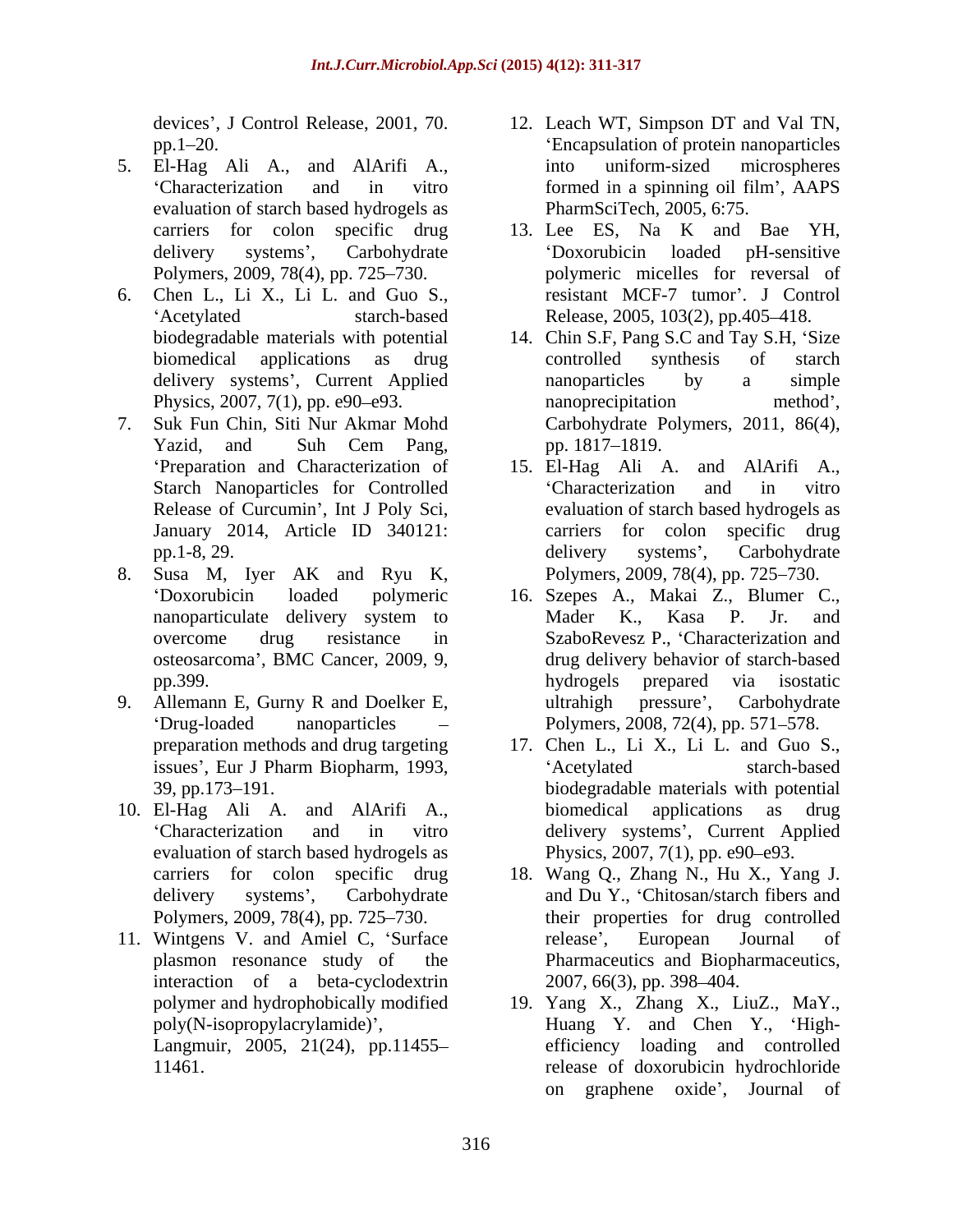devices', J Control Release, 2001, 70. pp.1–20.

5. El-Hag Ali A., and AlArifi A., 'Characterization and in vitro evaluation of starch based hydrogels as carriers for colon specific drug delivery systems', Carbohydrate Polymers, 2009, 78(4), pp. 725–730.
6. Chen L., Li X., Li L. and Guo S., 'Acetylated starch-based biodegradable materials with potential biomedical applications as drug delivery systems', Current Applied Physics, 2007, 7(1), pp. e90–e93.
7. Suk Fun Chin, Siti Nur Akmar Mohd Yazid, and Suh Cem Pang, 'Preparation and Characterization of Starch Nanoparticles for Controlled Release of Curcumin', Int J Poly Sci, January 2014, Article ID 340121: pp.1-8, 29.
8. Susa M, Iyer AK and Ryu K, 'Doxorubicin loaded polymeric nanoparticulate delivery system to overcome drug resistance in osteosarcoma', BMC Cancer, 2009, 9, pp.399.
9. Allemann E, Gurny R and Doelker E, 'Drug-loaded nanoparticles – preparation methods and drug targeting issues', Eur J Pharm Biopharm, 1993, 39, pp.173–191.
10. El-Hag Ali A. and AlArifi A., 'Characterization and in vitro evaluation of starch based hydrogels as carriers for colon specific drug delivery systems', Carbohydrate Polymers, 2009, 78(4), pp. 725–730.
11. Wintgens V. and Amiel C, 'Surface plasmon resonance study of the interaction of a beta-cyclodextrin polymer and hydrophobically modified poly(N-isopropylacrylamide)', Langmuir, 2005, 21(24), pp.11455–11461.
12. Leach WT, Simpson DT and Val TN, 'Encapsulation of protein nanoparticles into uniform-sized microspheres formed in a spinning oil film', AAPS PharmSciTech, 2005, 6:75.
13. Lee ES, Na K and Bae YH, 'Doxorubicin loaded pH-sensitive polymeric micelles for reversal of resistant MCF-7 tumor'. J Control Release, 2005, 103(2), pp.405–418.
14. Chin S.F, Pang S.C and Tay S.H, 'Size controlled synthesis of starch nanoparticles by a simple nanoprecipitation method', Carbohydrate Polymers, 2011, 86(4), pp. 1817–1819.
15. El-Hag Ali A. and AlArifi A., 'Characterization and in vitro evaluation of starch based hydrogels as carriers for colon specific drug delivery systems', Carbohydrate Polymers, 2009, 78(4), pp. 725–730.
16. Szepes A., Makai Z., Blumer C., Mader K., Kasa P. Jr. and SzaboRevesz P., 'Characterization and drug delivery behavior of starch-based hydrogels prepared via isostatic ultrahigh pressure', Carbohydrate Polymers, 2008, 72(4), pp. 571–578.
17. Chen L., Li X., Li L. and Guo S., 'Acetylated starch-based biodegradable materials with potential biomedical applications as drug delivery systems', Current Applied Physics, 2007, 7(1), pp. e90–e93.
18. Wang Q., Zhang N., Hu X., Yang J. and Du Y., 'Chitosan/starch fibers and their properties for drug controlled release', European Journal of Pharmaceutics and Biopharmaceutics, 2007, 66(3), pp. 398–404.
19. Yang X., Zhang X., LiuZ., MaY., Huang Y. and Chen Y., 'High-efficiency loading and controlled release of doxorubicin hydrochloride on graphene oxide', Journal of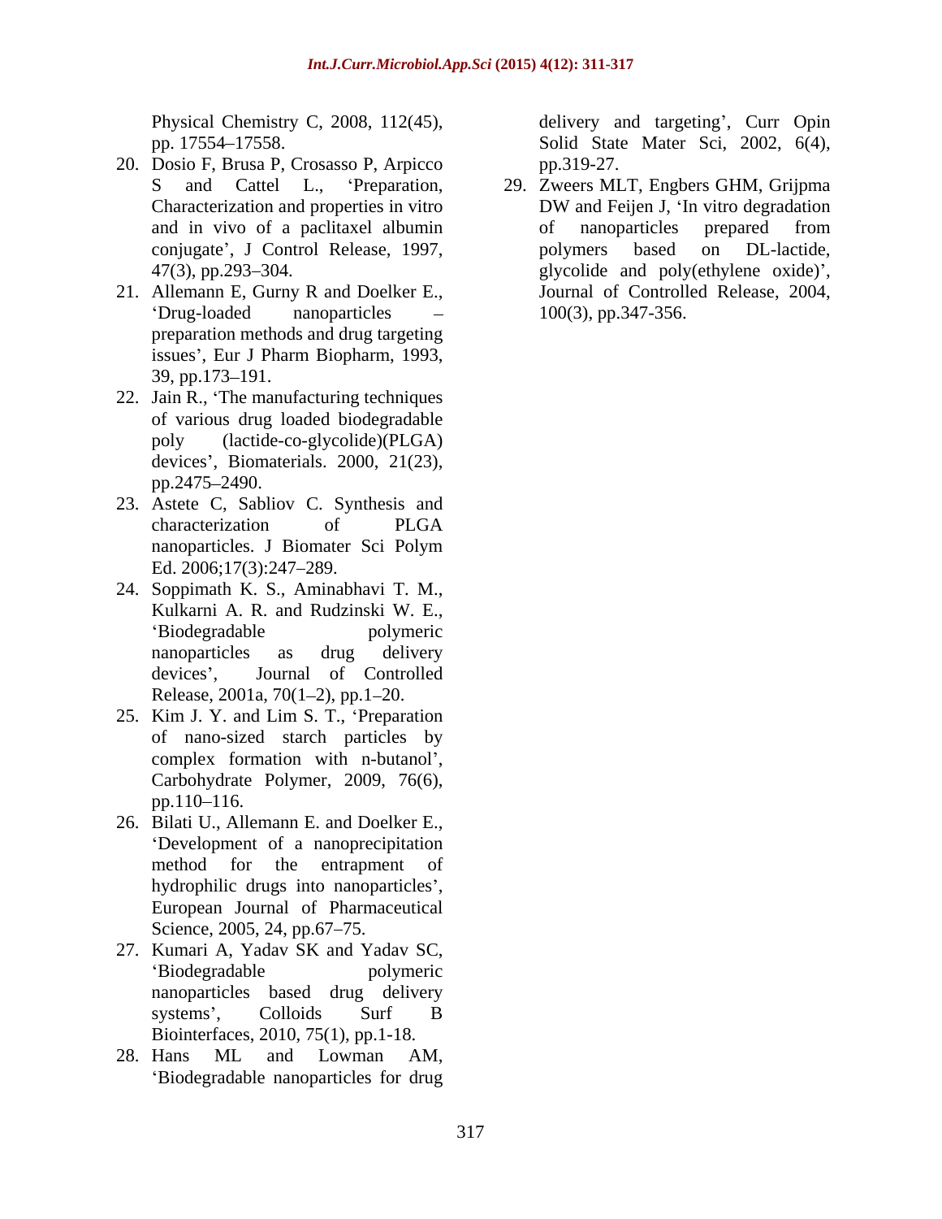Physical Chemistry C, 2008, 112(45), pp. 17554–17558.

20. Dosio F, Brusa P, Crosasso P, Arpicco S and Cattel L., 'Preparation, Characterization and properties in vitro and in vivo of a paclitaxel albumin conjugate', J Control Release, 1997, 47(3), pp.293–304.
21. Allemann E, Gurny R and Doelker E., 'Drug-loaded nanoparticles – preparation methods and drug targeting issues', Eur J Pharm Biopharm, 1993, 39, pp.173–191.
22. Jain R., 'The manufacturing techniques of various drug loaded biodegradable poly (lactide-co-glycolide)(PLGA) devices', Biomaterials. 2000, 21(23), pp.2475–2490.
23. Astete C, Sabliov C. Synthesis and characterization of PLGA nanoparticles. J Biomater Sci Polym Ed. 2006;17(3):247–289.
24. Soppimath K. S., Aminabhavi T. M., Kulkarni A. R. and Rudzinski W. E., 'Biodegradable polymeric nanoparticles as drug delivery devices', Journal of Controlled Release, 2001a, 70(1–2), pp.1–20.
25. Kim J. Y. and Lim S. T., 'Preparation of nano-sized starch particles by complex formation with n-butanol', Carbohydrate Polymer, 2009, 76(6), pp.110–116.
26. Bilati U., Allemann E. and Doelker E., 'Development of a nanoprecipitation method for the entrapment of hydrophilic drugs into nanoparticles', European Journal of Pharmaceutical Science, 2005, 24, pp.67–75.
27. Kumari A, Yadav SK and Yadav SC, 'Biodegradable polymeric nanoparticles based drug delivery systems', Colloids Surf B Biointerfaces, 2010, 75(1), pp.1-18.
28. Hans ML and Lowman AM, 'Biodegradable nanoparticles for drug delivery and targeting', Curr Opin Solid State Mater Sci, 2002, 6(4), pp.319-27.
29. Zweers MLT, Engbers GHM, Grijpma DW and Feijen J, 'In vitro degradation of nanoparticles prepared from polymers based on DL-lactide, glycolide and poly(ethylene oxide)', Journal of Controlled Release, 2004, 100(3), pp.347-356.